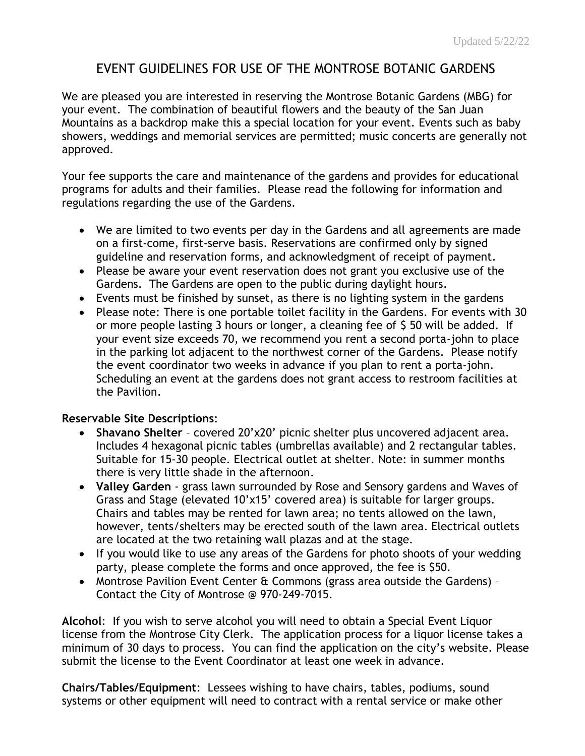Updated 5/22/22

# EVENT GUIDELINES FOR USE OF THE MONTROSE BOTANIC GARDENS

We are pleased you are interested in reserving the Montrose Botanic Gardens (MBG) for your event. The combination of beautiful flowers and the beauty of the San Juan Mountains as a backdrop make this a special location for your event. Events such as baby showers, weddings and memorial services are permitted; music concerts are generally not approved.

Your fee supports the care and maintenance of the gardens and provides for educational programs for adults and their families. Please read the following for information and regulations regarding the use of the Gardens.

- We are limited to two events per day in the Gardens and all agreements are made on a first-come, first-serve basis. Reservations are confirmed only by signed guideline and reservation forms, and acknowledgment of receipt of payment.
- Please be aware your event reservation does not grant you exclusive use of the Gardens. The Gardens are open to the public during daylight hours.
- Events must be finished by sunset, as there is no lighting system in the gardens
- Please note: There is one portable toilet facility in the Gardens. For events with 30 or more people lasting 3 hours or longer, a cleaning fee of $ 50 will be added. If your event size exceeds 70, we recommend you rent a second porta-john to place in the parking lot adjacent to the northwest corner of the Gardens. Please notify the event coordinator two weeks in advance if you plan to rent a porta-john. Scheduling an event at the gardens does not grant access to restroom facilities at the Pavilion.

**Reservable Site Descriptions**:

- **Shavano Shelter** – covered 20'x20' picnic shelter plus uncovered adjacent area. Includes 4 hexagonal picnic tables (umbrellas available) and 2 rectangular tables. Suitable for 15-30 people. Electrical outlet at shelter. Note: in summer months there is very little shade in the afternoon.
- **Valley Garden** - grass lawn surrounded by Rose and Sensory gardens and Waves of Grass and Stage (elevated 10'x15' covered area) is suitable for larger groups. Chairs and tables may be rented for lawn area; no tents allowed on the lawn, however, tents/shelters may be erected south of the lawn area. Electrical outlets are located at the two retaining wall plazas and at the stage.
- If you would like to use any areas of the Gardens for photo shoots of your wedding party, please complete the forms and once approved, the fee is $50.
- Montrose Pavilion Event Center & Commons (grass area outside the Gardens) – Contact the City of Montrose @ 970-249-7015.

**Alcohol**: If you wish to serve alcohol you will need to obtain a Special Event Liquor license from the Montrose City Clerk. The application process for a liquor license takes a minimum of 30 days to process. You can find the application on the city's website. Please submit the license to the Event Coordinator at least one week in advance.

**Chairs/Tables/Equipment**: Lessees wishing to have chairs, tables, podiums, sound systems or other equipment will need to contract with a rental service or make other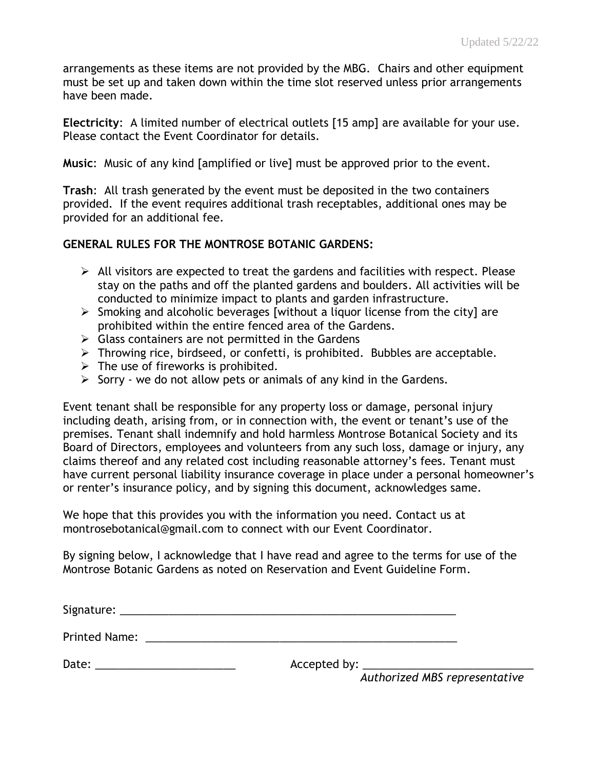arrangements as these items are not provided by the MBG. Chairs and other equipment must be set up and taken down within the time slot reserved unless prior arrangements have been made.

**Electricity**: A limited number of electrical outlets [15 amp] are available for your use. Please contact the Event Coordinator for details.

**Music**: Music of any kind [amplified or live] must be approved prior to the event.

**Trash**: All trash generated by the event must be deposited in the two containers provided. If the event requires additional trash receptables, additional ones may be provided for an additional fee.

**GENERAL RULES FOR THE MONTROSE BOTANIC GARDENS:**

- All visitors are expected to treat the gardens and facilities with respect. Please stay on the paths and off the planted gardens and boulders. All activities will be conducted to minimize impact to plants and garden infrastructure.
- Smoking and alcoholic beverages [without a liquor license from the city] are prohibited within the entire fenced area of the Gardens.
- Glass containers are not permitted in the Gardens
- Throwing rice, birdseed, or confetti, is prohibited. Bubbles are acceptable.
- The use of fireworks is prohibited.
- Sorry - we do not allow pets or animals of any kind in the Gardens.

Event tenant shall be responsible for any property loss or damage, personal injury including death, arising from, or in connection with, the event or tenant's use of the premises. Tenant shall indemnify and hold harmless Montrose Botanical Society and its Board of Directors, employees and volunteers from any such loss, damage or injury, any claims thereof and any related cost including reasonable attorney's fees. Tenant must have current personal liability insurance coverage in place under a personal homeowner's or renter's insurance policy, and by signing this document, acknowledges same.

We hope that this provides you with the information you need. Contact us at montrosebotanical@gmail.com to connect with our Event Coordinator.

By signing below, I acknowledge that I have read and agree to the terms for use of the Montrose Botanic Gardens as noted on Reservation and Event Guideline Form.

Signature: ____________________________________________________________

Printed Name: _________________________________________________________

Date: ________________________ Accepted by: ____________________________
*Authorized MBS representative*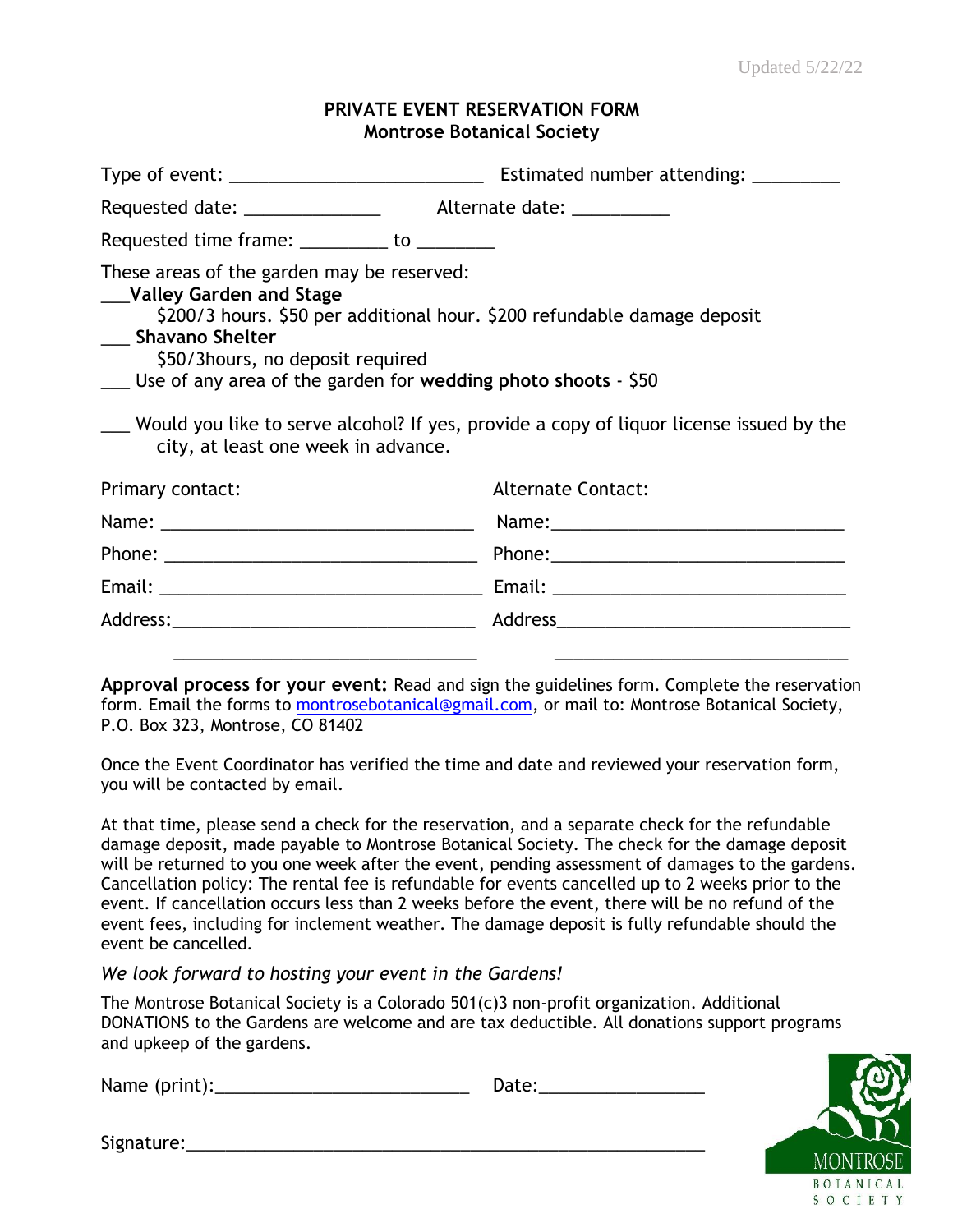Updated 5/22/22

# PRIVATE EVENT RESERVATION FORM
## Montrose Botanical Society

Type of event: _________________________ Estimated number attending: _________

Requested date: ______________ Alternate date: __________

Requested time frame: _________ to ________

These areas of the garden may be reserved:

___**Valley Garden and Stage**
$200/3 hours. $50 per additional hour. $200 refundable damage deposit

___ **Shavano Shelter**
$50/3hours, no deposit required

___ Use of any area of the garden for **wedding photo shoots** - $50

___ Would you like to serve alcohol? If yes, provide a copy of liquor license issued by the city, at least one week in advance.

| Primary contact: | Alternate Contact: |
|---|---|
| Name: ________________________________ | Name: ______________________________ |
| Phone: ________________________________ | Phone: ______________________________ |
| Email: ________________________________ | Email: ______________________________ |
| Address: ______________________________ | Address ______________________________ |
| ______________________________ | ______________________________ |

**Approval process for your event:** Read and sign the guidelines form. Complete the reservation form. Email the forms to montrosebotanical@gmail.com, or mail to: Montrose Botanical Society, P.O. Box 323, Montrose, CO 81402

Once the Event Coordinator has verified the time and date and reviewed your reservation form, you will be contacted by email.

At that time, please send a check for the reservation, and a separate check for the refundable damage deposit, made payable to Montrose Botanical Society. The check for the damage deposit will be returned to you one week after the event, pending assessment of damages to the gardens. Cancellation policy: The rental fee is refundable for events cancelled up to 2 weeks prior to the event. If cancellation occurs less than 2 weeks before the event, there will be no refund of the event fees, including for inclement weather. The damage deposit is fully refundable should the event be cancelled.

*We look forward to hosting your event in the Gardens!*

The Montrose Botanical Society is a Colorado 501(c)3 non-profit organization. Additional DONATIONS to the Gardens are welcome and are tax deductible. All donations support programs and upkeep of the gardens.

Name (print):__________________________ Date:_________________

Signature:_______________________________________________________

MONTROSE BOTANICAL SOCIETY